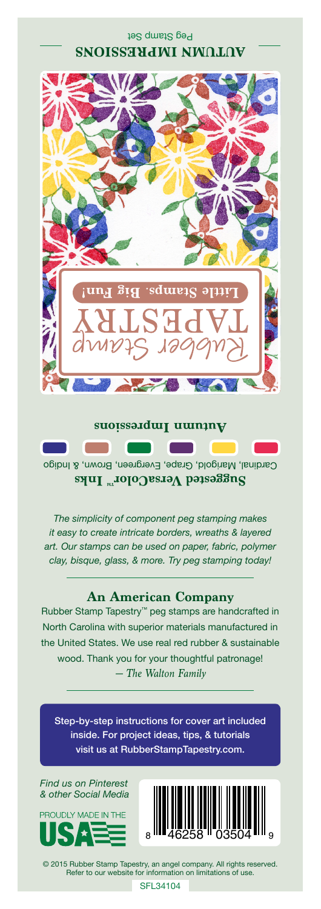## AUTUMN IMPRESSIONS

Peg Stamp Set

Rubber Stamp TAPESTRY

**Little Stamps. Big Fun!**

**Autumn Impressions**

**Suggested VersaColor™ Inks**

Cardinal, Marigold, Grape, Evergreen, Brown, & Indigo

*The simplicity of component peg stamping makes it easy to create intricate borders, wreaths & layered art. Our stamps can be used on paper, fabric, polymer clay, bisque, glass, & more. Try peg stamping today!*

### An American Company

Rubber Stamp Tapestry™ peg stamps are handcrafted in North Carolina with superior materials manufactured in the United States. We use real red rubber & sustainable wood. Thank you for your thoughtful patronage!

*— The Walton Family*

Step-by-step instructions for cover art included inside. For project ideas, tips, & tutorials visit us at RubberStampTapestry.com.

*Find us on Pinterest & other Social Media*

PROUDLY MADE IN THE USA

8 46258 03504 9

© 2015 Rubber Stamp Tapestry, an angel company. All rights reserved. Refer to our website for information on limitations of use.

SFL34104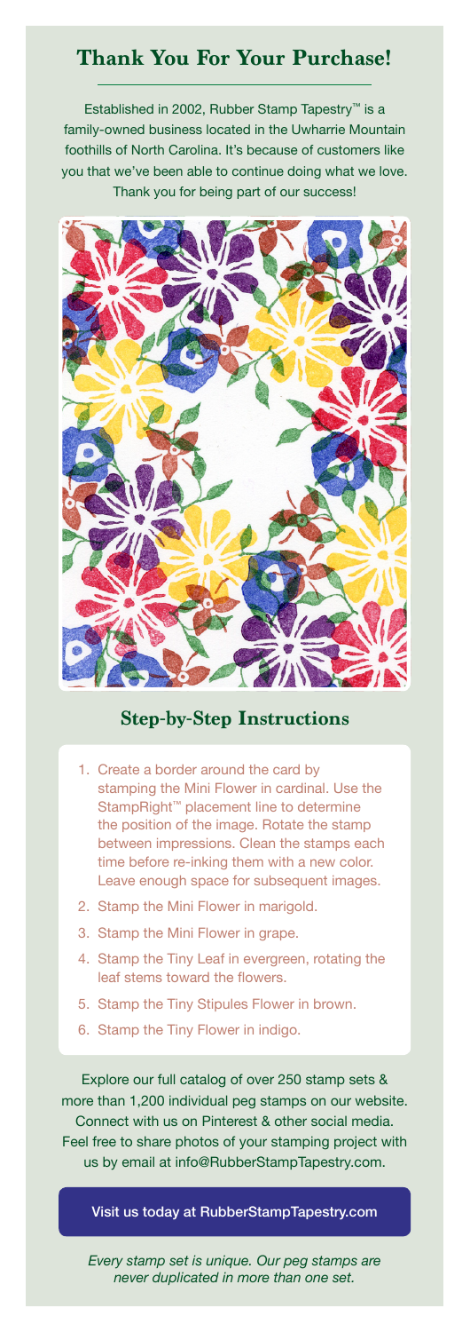## Thank You For Your Purchase!

Established in 2002, Rubber Stamp Tapestry™ is a family-owned business located in the Uwharrie Mountain foothills of North Carolina. It's because of customers like you that we've been able to continue doing what we love. Thank you for being part of our success!

## Step-by-Step Instructions

1. Create a border around the card by stamping the Mini Flower in cardinal. Use the StampRight™ placement line to determine the position of the image. Rotate the stamp between impressions. Clean the stamps each time before re-inking them with a new color. Leave enough space for subsequent images.
2. Stamp the Mini Flower in marigold.
3. Stamp the Mini Flower in grape.
4. Stamp the Tiny Leaf in evergreen, rotating the leaf stems toward the flowers.
5. Stamp the Tiny Stipules Flower in brown.
6. Stamp the Tiny Flower in indigo.

Explore our full catalog of over 250 stamp sets & more than 1,200 individual peg stamps on our website. Connect with us on Pinterest & other social media. Feel free to share photos of your stamping project with us by email at info@RubberStampTapestry.com.

**Visit us today at RubberStampTapestry.com**

*Every stamp set is unique. Our peg stamps are never duplicated in more than one set.*